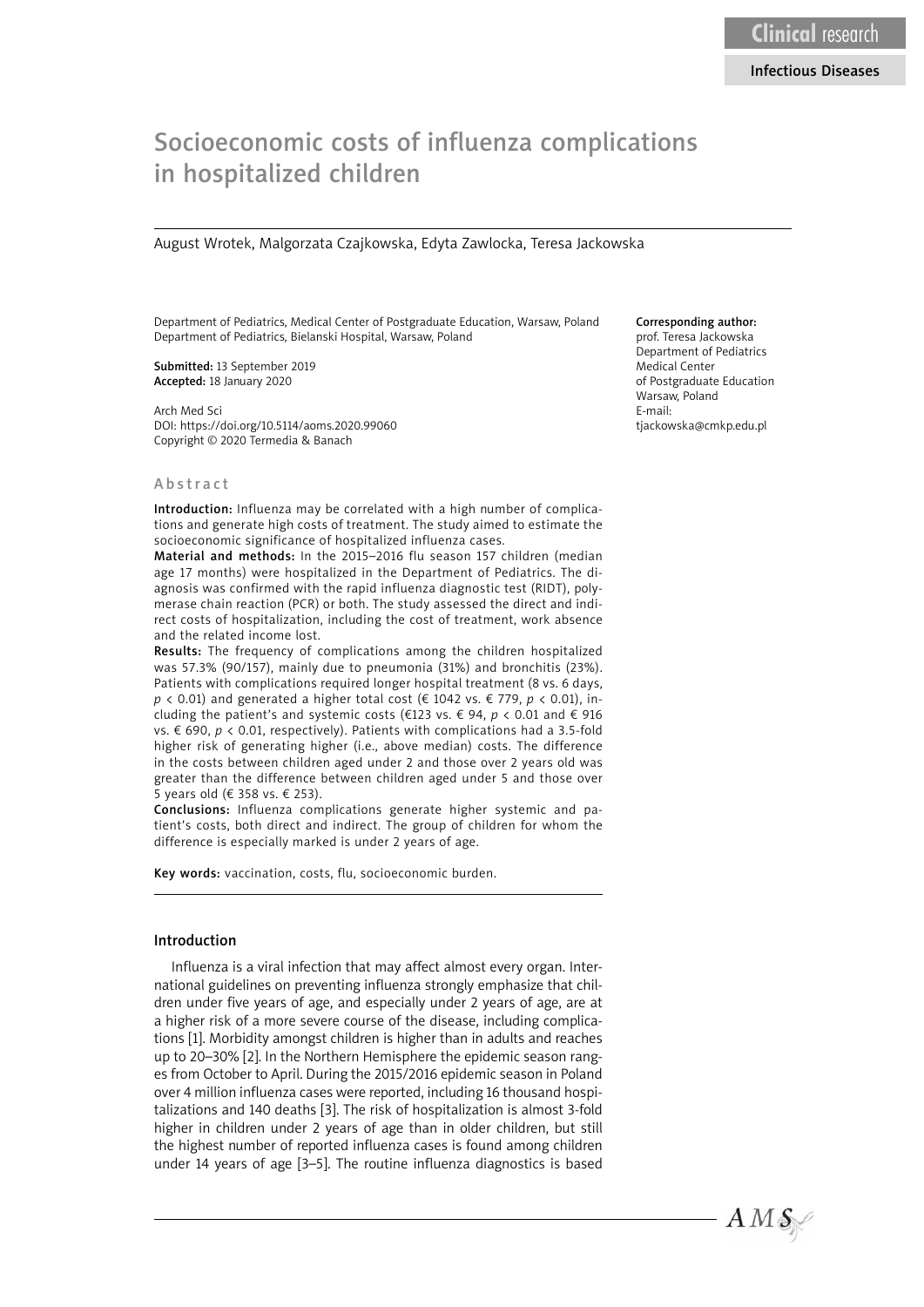Clinical research

Infectious Diseases

# Socioeconomic costs of influenza complications in hospitalized children

August Wrotek, Malgorzata Czajkowska, Edyta Zawlocka, Teresa Jackowska

Department of Pediatrics, Medical Center of Postgraduate Education, Warsaw, Poland
Department of Pediatrics, Bielanski Hospital, Warsaw, Poland

**Submitted:** 13 September 2019
**Accepted:** 18 January 2020

Arch Med Sci
DOI: https://doi.org/10.5114/aoms.2020.99060
Copyright © 2020 Termedia & Banach

**Corresponding author:**
prof. Teresa Jackowska
Department of Pediatrics
Medical Center
of Postgraduate Education
Warsaw, Poland
E-mail:
tjackowska@cmkp.edu.pl

## Abstract

**Introduction:** Influenza may be correlated with a high number of complications and generate high costs of treatment. The study aimed to estimate the socioeconomic significance of hospitalized influenza cases.

**Material and methods:** In the 2015–2016 flu season 157 children (median age 17 months) were hospitalized in the Department of Pediatrics. The diagnosis was confirmed with the rapid influenza diagnostic test (RIDT), polymerase chain reaction (PCR) or both. The study assessed the direct and indirect costs of hospitalization, including the cost of treatment, work absence and the related income lost.

**Results:** The frequency of complications among the children hospitalized was 57.3% (90/157), mainly due to pneumonia (31%) and bronchitis (23%). Patients with complications required longer hospital treatment (8 vs. 6 days, $p < 0.01$) and generated a higher total cost (€ 1042 vs. € 779, $p < 0.01$), including the patient's and systemic costs (€123 vs. € 94, $p < 0.01$ and € 916 vs. € 690, $p < 0.01$, respectively). Patients with complications had a 3.5-fold higher risk of generating higher (i.e., above median) costs. The difference in the costs between children aged under 2 and those over 2 years old was greater than the difference between children aged under 5 and those over 5 years old (€ 358 vs. € 253).

**Conclusions:** Influenza complications generate higher systemic and patient's costs, both direct and indirect. The group of children for whom the difference is especially marked is under 2 years of age.

**Key words:** vaccination, costs, flu, socioeconomic burden.

## Introduction

Influenza is a viral infection that may affect almost every organ. International guidelines on preventing influenza strongly emphasize that children under five years of age, and especially under 2 years of age, are at a higher risk of a more severe course of the disease, including complications [1]. Morbidity amongst children is higher than in adults and reaches up to 20–30% [2]. In the Northern Hemisphere the epidemic season ranges from October to April. During the 2015/2016 epidemic season in Poland over 4 million influenza cases were reported, including 16 thousand hospitalizations and 140 deaths [3]. The risk of hospitalization is almost 3-fold higher in children under 2 years of age than in older children, but still the highest number of reported influenza cases is found among children under 14 years of age [3–5]. The routine influenza diagnostics is based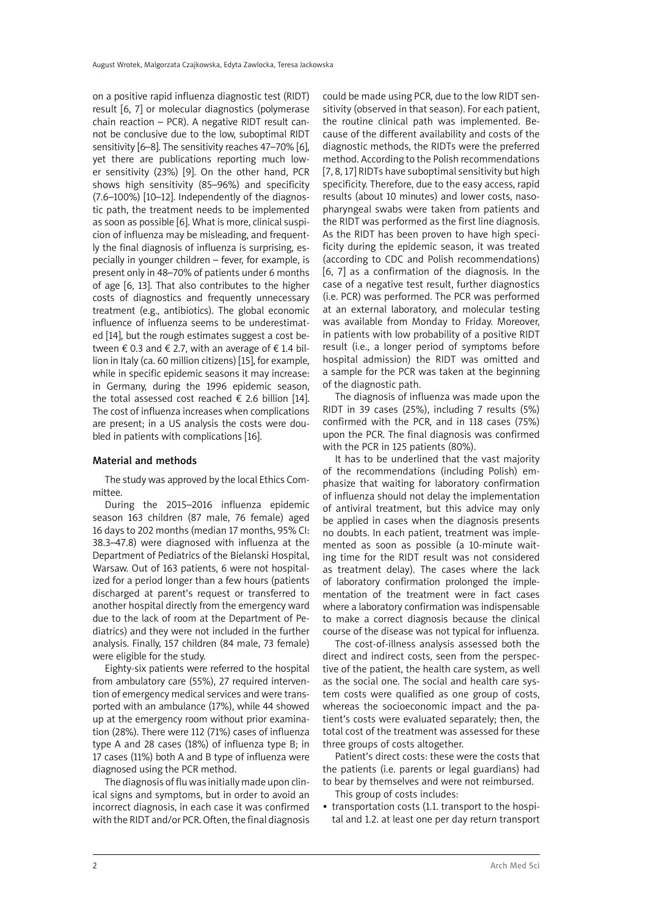on a positive rapid influenza diagnostic test (RIDT) result [6, 7] or molecular diagnostics (polymerase chain reaction – PCR). A negative RIDT result cannot be conclusive due to the low, suboptimal RIDT sensitivity [6–8]. The sensitivity reaches 47–70% [6], yet there are publications reporting much lower sensitivity (23%) [9]. On the other hand, PCR shows high sensitivity (85–96%) and specificity (7.6–100%) [10–12]. Independently of the diagnostic path, the treatment needs to be implemented as soon as possible [6]. What is more, clinical suspicion of influenza may be misleading, and frequently the final diagnosis of influenza is surprising, especially in younger children – fever, for example, is present only in 48–70% of patients under 6 months of age [6, 13]. That also contributes to the higher costs of diagnostics and frequently unnecessary treatment (e.g., antibiotics). The global economic influence of influenza seems to be underestimated [14], but the rough estimates suggest a cost between € 0.3 and € 2.7, with an average of € 1.4 billion in Italy (ca. 60 million citizens) [15], for example, while in specific epidemic seasons it may increase: in Germany, during the 1996 epidemic season, the total assessed cost reached € 2.6 billion [14]. The cost of influenza increases when complications are present; in a US analysis the costs were doubled in patients with complications [16].

## Material and methods

The study was approved by the local Ethics Committee.

During the 2015–2016 influenza epidemic season 163 children (87 male, 76 female) aged 16 days to 202 months (median 17 months, 95% CI: 38.3–47.8) were diagnosed with influenza at the Department of Pediatrics of the Bielanski Hospital, Warsaw. Out of 163 patients, 6 were not hospitalized for a period longer than a few hours (patients discharged at parent's request or transferred to another hospital directly from the emergency ward due to the lack of room at the Department of Pediatrics) and they were not included in the further analysis. Finally, 157 children (84 male, 73 female) were eligible for the study.

Eighty-six patients were referred to the hospital from ambulatory care (55%), 27 required intervention of emergency medical services and were transported with an ambulance (17%), while 44 showed up at the emergency room without prior examination (28%). There were 112 (71%) cases of influenza type A and 28 cases (18%) of influenza type B; in 17 cases (11%) both A and B type of influenza were diagnosed using the PCR method.

The diagnosis of flu was initially made upon clinical signs and symptoms, but in order to avoid an incorrect diagnosis, in each case it was confirmed with the RIDT and/or PCR. Often, the final diagnosis could be made using PCR, due to the low RIDT sensitivity (observed in that season). For each patient, the routine clinical path was implemented. Because of the different availability and costs of the diagnostic methods, the RIDTs were the preferred method. According to the Polish recommendations [7, 8, 17] RIDTs have suboptimal sensitivity but high specificity. Therefore, due to the easy access, rapid results (about 10 minutes) and lower costs, nasopharyngeal swabs were taken from patients and the RIDT was performed as the first line diagnosis. As the RIDT has been proven to have high specificity during the epidemic season, it was treated (according to CDC and Polish recommendations) [6, 7] as a confirmation of the diagnosis. In the case of a negative test result, further diagnostics (i.e. PCR) was performed. The PCR was performed at an external laboratory, and molecular testing was available from Monday to Friday. Moreover, in patients with low probability of a positive RIDT result (i.e., a longer period of symptoms before hospital admission) the RIDT was omitted and a sample for the PCR was taken at the beginning of the diagnostic path.

The diagnosis of influenza was made upon the RIDT in 39 cases (25%), including 7 results (5%) confirmed with the PCR, and in 118 cases (75%) upon the PCR. The final diagnosis was confirmed with the PCR in 125 patients (80%).

It has to be underlined that the vast majority of the recommendations (including Polish) emphasize that waiting for laboratory confirmation of influenza should not delay the implementation of antiviral treatment, but this advice may only be applied in cases when the diagnosis presents no doubts. In each patient, treatment was implemented as soon as possible (a 10-minute waiting time for the RIDT result was not considered as treatment delay). The cases where the lack of laboratory confirmation prolonged the implementation of the treatment were in fact cases where a laboratory confirmation was indispensable to make a correct diagnosis because the clinical course of the disease was not typical for influenza.

The cost-of-illness analysis assessed both the direct and indirect costs, seen from the perspective of the patient, the health care system, as well as the social one. The social and health care system costs were qualified as one group of costs, whereas the socioeconomic impact and the patient's costs were evaluated separately; then, the total cost of the treatment was assessed for these three groups of costs altogether.

Patient's direct costs: these were the costs that the patients (i.e. parents or legal guardians) had to bear by themselves and were not reimbursed.

This group of costs includes:

- transportation costs (1.1. transport to the hospital and 1.2. at least one per day return transport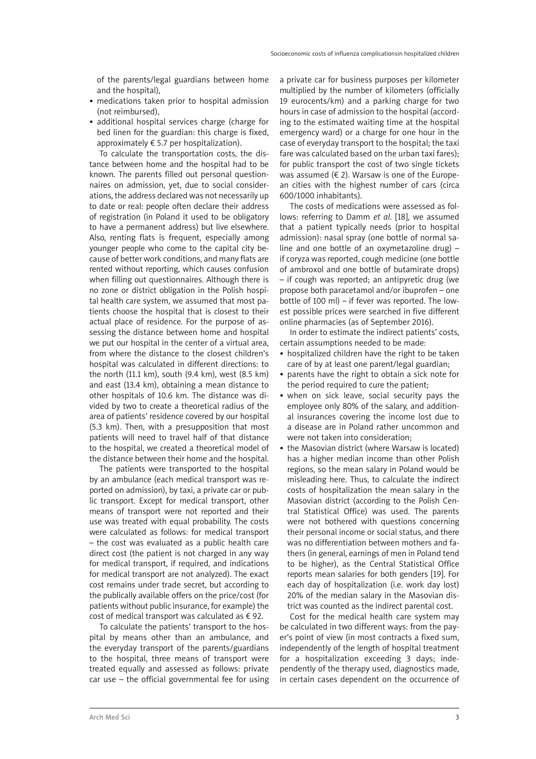of the parents/legal guardians between home and the hospital),
- medications taken prior to hospital admission (not reimbursed),
- additional hospital services charge (charge for bed linen for the guardian: this charge is fixed, approximately € 5.7 per hospitalization).

To calculate the transportation costs, the distance between home and the hospital had to be known. The parents filled out personal questionnaires on admission, yet, due to social considerations, the address declared was not necessarily up to date or real: people often declare their address of registration (in Poland it used to be obligatory to have a permanent address) but live elsewhere. Also, renting flats is frequent, especially among younger people who come to the capital city because of better work conditions, and many flats are rented without reporting, which causes confusion when filling out questionnaires. Although there is no zone or district obligation in the Polish hospital health care system, we assumed that most patients choose the hospital that is closest to their actual place of residence. For the purpose of assessing the distance between home and hospital we put our hospital in the center of a virtual area, from where the distance to the closest children's hospital was calculated in different directions: to the north (11.1 km), south (9.4 km), west (8.5 km) and east (13.4 km), obtaining a mean distance to other hospitals of 10.6 km. The distance was divided by two to create a theoretical radius of the area of patients' residence covered by our hospital (5.3 km). Then, with a presupposition that most patients will need to travel half of that distance to the hospital, we created a theoretical model of the distance between their home and the hospital.

The patients were transported to the hospital by an ambulance (each medical transport was reported on admission), by taxi, a private car or public transport. Except for medical transport, other means of transport were not reported and their use was treated with equal probability. The costs were calculated as follows: for medical transport – the cost was evaluated as a public health care direct cost (the patient is not charged in any way for medical transport, if required, and indications for medical transport are not analyzed). The exact cost remains under trade secret, but according to the publically available offers on the price/cost (for patients without public insurance, for example) the cost of medical transport was calculated as € 92.

To calculate the patients' transport to the hospital by means other than an ambulance, and the everyday transport of the parents/guardians to the hospital, three means of transport were treated equally and assessed as follows: private car use – the official governmental fee for using a private car for business purposes per kilometer multiplied by the number of kilometers (officially 19 eurocents/km) and a parking charge for two hours in case of admission to the hospital (according to the estimated waiting time at the hospital emergency ward) or a charge for one hour in the case of everyday transport to the hospital; the taxi fare was calculated based on the urban taxi fares); for public transport the cost of two single tickets was assumed (€ 2). Warsaw is one of the European cities with the highest number of cars (circa 600/1000 inhabitants).

The costs of medications were assessed as follows: referring to Damm *et al*. [18], we assumed that a patient typically needs (prior to hospital admission): nasal spray (one bottle of normal saline and one bottle of an oxymetazoline drug) – if coryza was reported, cough medicine (one bottle of ambroxol and one bottle of butamirate drops) – if cough was reported; an antipyretic drug (we propose both paracetamol and/or ibuprofen – one bottle of 100 ml) – if fever was reported. The lowest possible prices were searched in five different online pharmacies (as of September 2016).

In order to estimate the indirect patients' costs, certain assumptions needed to be made:
- hospitalized children have the right to be taken care of by at least one parent/legal guardian;
- parents have the right to obtain a sick note for the period required to cure the patient;
- when on sick leave, social security pays the employee only 80% of the salary, and additional insurances covering the income lost due to a disease are in Poland rather uncommon and were not taken into consideration;
- the Masovian district (where Warsaw is located) has a higher median income than other Polish regions, so the mean salary in Poland would be misleading here. Thus, to calculate the indirect costs of hospitalization the mean salary in the Masovian district (according to the Polish Central Statistical Office) was used. The parents were not bothered with questions concerning their personal income or social status, and there was no differentiation between mothers and fathers (in general, earnings of men in Poland tend to be higher), as the Central Statistical Office reports mean salaries for both genders [19]. For each day of hospitalization (i.e. work day lost) 20% of the median salary in the Masovian district was counted as the indirect parental cost.

Cost for the medical health care system may be calculated in two different ways: from the payer's point of view (in most contracts a fixed sum, independently of the length of hospital treatment for a hospitalization exceeding 3 days; independently of the therapy used, diagnostics made, in certain cases dependent on the occurrence of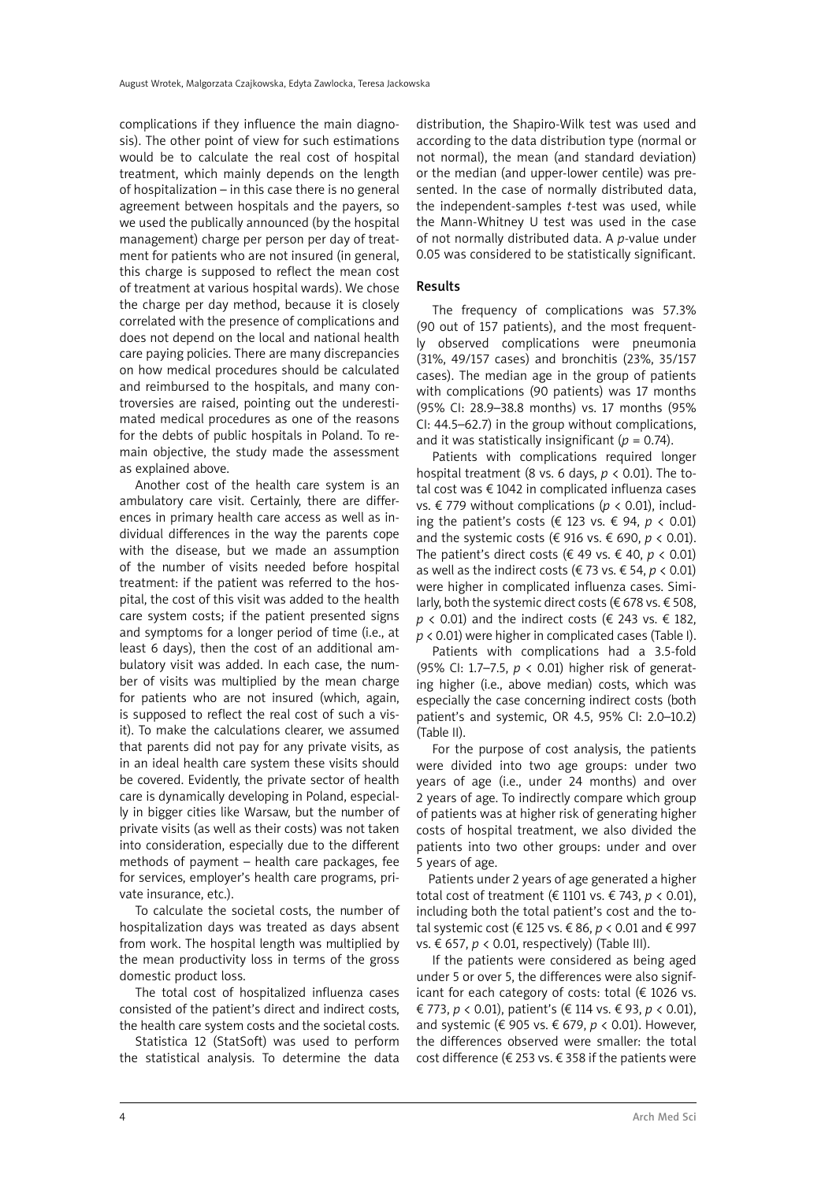complications if they influence the main diagnosis). The other point of view for such estimations would be to calculate the real cost of hospital treatment, which mainly depends on the length of hospitalization – in this case there is no general agreement between hospitals and the payers, so we used the publically announced (by the hospital management) charge per person per day of treatment for patients who are not insured (in general, this charge is supposed to reflect the mean cost of treatment at various hospital wards). We chose the charge per day method, because it is closely correlated with the presence of complications and does not depend on the local and national health care paying policies. There are many discrepancies on how medical procedures should be calculated and reimbursed to the hospitals, and many controversies are raised, pointing out the underestimated medical procedures as one of the reasons for the debts of public hospitals in Poland. To remain objective, the study made the assessment as explained above.

Another cost of the health care system is an ambulatory care visit. Certainly, there are differences in primary health care access as well as individual differences in the way the parents cope with the disease, but we made an assumption of the number of visits needed before hospital treatment: if the patient was referred to the hospital, the cost of this visit was added to the health care system costs; if the patient presented signs and symptoms for a longer period of time (i.e., at least 6 days), then the cost of an additional ambulatory visit was added. In each case, the number of visits was multiplied by the mean charge for patients who are not insured (which, again, is supposed to reflect the real cost of such a visit). To make the calculations clearer, we assumed that parents did not pay for any private visits, as in an ideal health care system these visits should be covered. Evidently, the private sector of health care is dynamically developing in Poland, especially in bigger cities like Warsaw, but the number of private visits (as well as their costs) was not taken into consideration, especially due to the different methods of payment – health care packages, fee for services, employer's health care programs, private insurance, etc.).

To calculate the societal costs, the number of hospitalization days was treated as days absent from work. The hospital length was multiplied by the mean productivity loss in terms of the gross domestic product loss.

The total cost of hospitalized influenza cases consisted of the patient's direct and indirect costs, the health care system costs and the societal costs.

Statistica 12 (StatSoft) was used to perform the statistical analysis. To determine the data distribution, the Shapiro-Wilk test was used and according to the data distribution type (normal or not normal), the mean (and standard deviation) or the median (and upper-lower centile) was presented. In the case of normally distributed data, the independent-samples *t*-test was used, while the Mann-Whitney U test was used in the case of not normally distributed data. A *p*-value under 0.05 was considered to be statistically significant.

## Results

The frequency of complications was 57.3% (90 out of 157 patients), and the most frequently observed complications were pneumonia (31%, 49/157 cases) and bronchitis (23%, 35/157 cases). The median age in the group of patients with complications (90 patients) was 17 months (95% CI: 28.9–38.8 months) vs. 17 months (95% CI: 44.5–62.7) in the group without complications, and it was statistically insignificant ($p = 0.74$).

Patients with complications required longer hospital treatment (8 vs. 6 days, $p < 0.01$). The total cost was € 1042 in complicated influenza cases vs. € 779 without complications ($p < 0.01$), including the patient's costs (€ 123 vs. € 94, $p < 0.01$) and the systemic costs (€ 916 vs. € 690, $p < 0.01$). The patient's direct costs (€ 49 vs. € 40, $p < 0.01$) as well as the indirect costs (€ 73 vs. € 54, $p < 0.01$) were higher in complicated influenza cases. Similarly, both the systemic direct costs (€ 678 vs. € 508, $p < 0.01$) and the indirect costs (€ 243 vs. € 182, $p < 0.01$) were higher in complicated cases (Table I).

Patients with complications had a 3.5-fold (95% CI: 1.7–7.5, $p < 0.01$) higher risk of generating higher (i.e., above median) costs, which was especially the case concerning indirect costs (both patient's and systemic, OR 4.5, 95% CI: 2.0–10.2) (Table II).

For the purpose of cost analysis, the patients were divided into two age groups: under two years of age (i.e., under 24 months) and over 2 years of age. To indirectly compare which group of patients was at higher risk of generating higher costs of hospital treatment, we also divided the patients into two other groups: under and over 5 years of age.

Patients under 2 years of age generated a higher total cost of treatment (€ 1101 vs. € 743, $p < 0.01$), including both the total patient's cost and the total systemic cost (€ 125 vs. € 86, $p < 0.01$ and € 997 vs. € 657, $p < 0.01$, respectively) (Table III).

If the patients were considered as being aged under 5 or over 5, the differences were also significant for each category of costs: total (€ 1026 vs. € 773, $p < 0.01$), patient's (€ 114 vs. € 93, $p < 0.01$), and systemic (€ 905 vs. € 679, $p < 0.01$). However, the differences observed were smaller: the total cost difference (€ 253 vs. € 358 if the patients were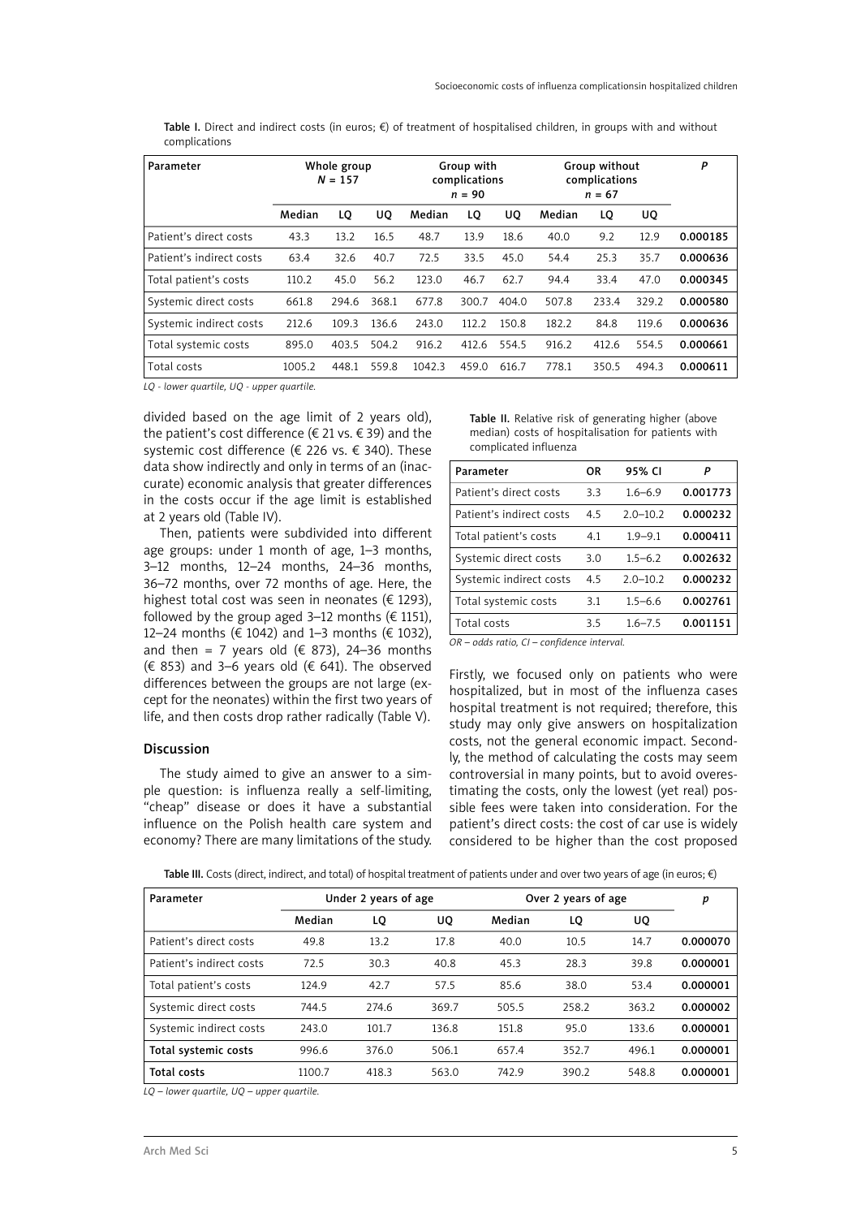Table I. Direct and indirect costs (in euros; €) of treatment of hospitalised children, in groups with and without complications

| Parameter | Whole group $N$ = 157 | | | Group with complications $n$ = 90 | | | Group without complications $n$ = 67 | | | $P$ |
|---|---|---|---|---|---|---|---|---|---|---|
| | Median | LQ | UQ | Median | LQ | UQ | Median | LQ | UQ | |
| Patient's direct costs | 43.3 | 13.2 | 16.5 | 48.7 | 13.9 | 18.6 | 40.0 | 9.2 | 12.9 | **0.000185** |
| Patient's indirect costs | 63.4 | 32.6 | 40.7 | 72.5 | 33.5 | 45.0 | 54.4 | 25.3 | 35.7 | **0.000636** |
| Total patient's costs | 110.2 | 45.0 | 56.2 | 123.0 | 46.7 | 62.7 | 94.4 | 33.4 | 47.0 | **0.000345** |
| Systemic direct costs | 661.8 | 294.6 | 368.1 | 677.8 | 300.7 | 404.0 | 507.8 | 233.4 | 329.2 | **0.000580** |
| Systemic indirect costs | 212.6 | 109.3 | 136.6 | 243.0 | 112.2 | 150.8 | 182.2 | 84.8 | 119.6 | **0.000636** |
| Total systemic costs | 895.0 | 403.5 | 504.2 | 916.2 | 412.6 | 554.5 | 916.2 | 412.6 | 554.5 | **0.000661** |
| Total costs | 1005.2 | 448.1 | 559.8 | 1042.3 | 459.0 | 616.7 | 778.1 | 350.5 | 494.3 | **0.000611** |

*LQ - lower quartile, UQ - upper quartile.*

divided based on the age limit of 2 years old), the patient's cost difference (€ 21 vs. € 39) and the systemic cost difference (€ 226 vs. € 340). These data show indirectly and only in terms of an (inaccurate) economic analysis that greater differences in the costs occur if the age limit is established at 2 years old (Table IV).

Then, patients were subdivided into different age groups: under 1 month of age, 1–3 months, 3–12 months, 12–24 months, 24–36 months, 36–72 months, over 72 months of age. Here, the highest total cost was seen in neonates (€ 1293), followed by the group aged 3–12 months (€ 1151), 12–24 months (€ 1042) and 1–3 months (€ 1032), and then = 7 years old (€ 873), 24–36 months (€ 853) and 3–6 years old (€ 641). The observed differences between the groups are not large (except for the neonates) within the first two years of life, and then costs drop rather radically (Table V).

## Discussion

The study aimed to give an answer to a simple question: is influenza really a self-limiting, "cheap" disease or does it have a substantial influence on the Polish health care system and economy? There are many limitations of the study.

Table II. Relative risk of generating higher (above median) costs of hospitalisation for patients with complicated influenza

| Parameter | OR | 95% CI | $P$ |
|---|---|---|---|
| Patient's direct costs | 3.3 | 1.6–6.9 | **0.001773** |
| Patient's indirect costs | 4.5 | 2.0–10.2 | **0.000232** |
| Total patient's costs | 4.1 | 1.9–9.1 | **0.000411** |
| Systemic direct costs | 3.0 | 1.5–6.2 | **0.002632** |
| Systemic indirect costs | 4.5 | 2.0–10.2 | **0.000232** |
| Total systemic costs | 3.1 | 1.5–6.6 | **0.002761** |
| Total costs | 3.5 | 1.6–7.5 | **0.001151** |

*OR – odds ratio, CI – confidence interval.*

Firstly, we focused only on patients who were hospitalized, but in most of the influenza cases hospital treatment is not required; therefore, this study may only give answers on hospitalization costs, not the general economic impact. Secondly, the method of calculating the costs may seem controversial in many points, but to avoid overestimating the costs, only the lowest (yet real) possible fees were taken into consideration. For the patient's direct costs: the cost of car use is widely considered to be higher than the cost proposed

Table III. Costs (direct, indirect, and total) of hospital treatment of patients under and over two years of age (in euros; €)

| Parameter | Under 2 years of age | | | Over 2 years of age | | | $p$ |
|---|---|---|---|---|---|---|---|
| | Median | LQ | UQ | Median | LQ | UQ | |
| Patient's direct costs | 49.8 | 13.2 | 17.8 | 40.0 | 10.5 | 14.7 | **0.000070** |
| Patient's indirect costs | 72.5 | 30.3 | 40.8 | 45.3 | 28.3 | 39.8 | **0.000001** |
| Total patient's costs | 124.9 | 42.7 | 57.5 | 85.6 | 38.0 | 53.4 | **0.000001** |
| Systemic direct costs | 744.5 | 274.6 | 369.7 | 505.5 | 258.2 | 363.2 | **0.000002** |
| Systemic indirect costs | 243.0 | 101.7 | 136.8 | 151.8 | 95.0 | 133.6 | **0.000001** |
| **Total systemic costs** | 996.6 | 376.0 | 506.1 | 657.4 | 352.7 | 496.1 | **0.000001** |
| **Total costs** | 1100.7 | 418.3 | 563.0 | 742.9 | 390.2 | 548.8 | **0.000001** |

*LQ – lower quartile, UQ – upper quartile.*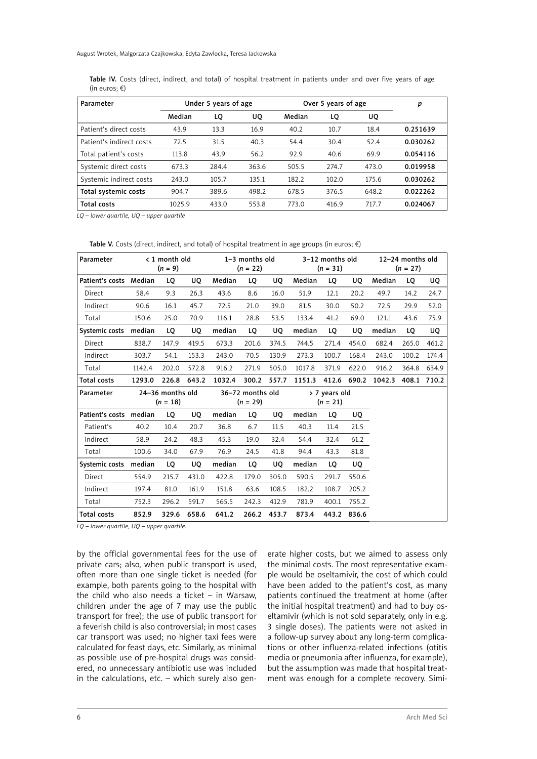Table IV. Costs (direct, indirect, and total) of hospital treatment in patients under and over five years of age (in euros; €)

| Parameter | Under 5 years of age | | | Over 5 years of age | | | *p* |
|---|---|---|---|---|---|---|---|
| | Median | LQ | UQ | Median | LQ | UQ | |
| Patient's direct costs | 43.9 | 13.3 | 16.9 | 40.2 | 10.7 | 18.4 | **0.251639** |
| Patient's indirect costs | 72.5 | 31.5 | 40.3 | 54.4 | 30.4 | 52.4 | **0.030262** |
| Total patient's costs | 113.8 | 43.9 | 56.2 | 92.9 | 40.6 | 69.9 | **0.054116** |
| Systemic direct costs | 673.3 | 284.4 | 363.6 | 505.5 | 274.7 | 473.0 | **0.019958** |
| Systemic indirect costs | 243.0 | 105.7 | 135.1 | 182.2 | 102.0 | 175.6 | **0.030262** |
| **Total systemic costs** | 904.7 | 389.6 | 498.2 | 678.5 | 376.5 | 648.2 | **0.022262** |
| **Total costs** | 1025.9 | 433.0 | 553.8 | 773.0 | 416.9 | 717.7 | **0.024067** |

*LQ – lower quartile, UQ – upper quartile*

Table V. Costs (direct, indirect, and total) of hospital treatment in age groups (in euros; €)

| Parameter | < 1 month old (*n* = 9) | | | 1–3 months old (*n* = 22) | | | 3–12 months old (*n* = 31) | | | 12–24 months old (*n* = 27) | | |
|---|---|---|---|---|---|---|---|---|---|---|---|---|
| **Patient's costs** | **Median** | **LQ** | **UQ** | **Median** | **LQ** | **UQ** | **Median** | **LQ** | **UQ** | **Median** | **LQ** | **UQ** |
| Direct | 58.4 | 9.3 | 26.3 | 43.6 | 8.6 | 16.0 | 51.9 | 12.1 | 20.2 | 49.7 | 14.2 | 24.7 |
| Indirect | 90.6 | 16.1 | 45.7 | 72.5 | 21.0 | 39.0 | 81.5 | 30.0 | 50.2 | 72.5 | 29.9 | 52.0 |
| Total | 150.6 | 25.0 | 70.9 | 116.1 | 28.8 | 53.5 | 133.4 | 41.2 | 69.0 | 121.1 | 43.6 | 75.9 |
| **Systemic costs** | **median** | **LQ** | **UQ** | **median** | **LQ** | **UQ** | **median** | **LQ** | **UQ** | **median** | **LQ** | **UQ** |
| Direct | 838.7 | 147.9 | 419.5 | 673.3 | 201.6 | 374.5 | 744.5 | 271.4 | 454.0 | 682.4 | 265.0 | 461.2 |
| Indirect | 303.7 | 54.1 | 153.3 | 243.0 | 70.5 | 130.9 | 273.3 | 100.7 | 168.4 | 243.0 | 100.2 | 174.4 |
| Total | 1142.4 | 202.0 | 572.8 | 916.2 | 271.9 | 505.0 | 1017.8 | 371.9 | 622.0 | 916.2 | 364.8 | 634.9 |
| **Total costs** | **1293.0** | **226.8** | **643.2** | **1032.4** | **300.2** | **557.7** | **1151.3** | **412.6** | **690.2** | **1042.3** | **408.1** | **710.2** |
| **Parameter** | **24–36 months old (*n* = 18)** | | | **36–72 months old (*n* = 29)** | | | **> 7 years old (*n* = 21)** | | | | | |
| **Patient's costs** | **median** | **LQ** | **UQ** | **median** | **LQ** | **UQ** | **median** | **LQ** | **UQ** | | | |
| Patient's | 40.2 | 10.4 | 20.7 | 36.8 | 6.7 | 11.5 | 40.3 | 11.4 | 21.5 | | | |
| Indirect | 58.9 | 24.2 | 48.3 | 45.3 | 19.0 | 32.4 | 54.4 | 32.4 | 61.2 | | | |
| Total | 100.6 | 34.0 | 67.9 | 76.9 | 24.5 | 41.8 | 94.4 | 43.3 | 81.8 | | | |
| **Systemic costs** | **median** | **LQ** | **UQ** | **median** | **LQ** | **UQ** | **median** | **LQ** | **UQ** | | | |
| Direct | 554.9 | 215.7 | 431.0 | 422.8 | 179.0 | 305.0 | 590.5 | 291.7 | 550.6 | | | |
| Indirect | 197.4 | 81.0 | 161.9 | 151.8 | 63.6 | 108.5 | 182.2 | 108.7 | 205.2 | | | |
| Total | 752.3 | 296.2 | 591.7 | 565.5 | 242.3 | 412.9 | 781.9 | 400.1 | 755.2 | | | |
| **Total costs** | **852.9** | **329.6** | **658.6** | **641.2** | **266.2** | **453.7** | **873.4** | **443.2** | **836.6** | | | |

*LQ – lower quartile, UQ – upper quartile.*

by the official governmental fees for the use of private cars; also, when public transport is used, often more than one single ticket is needed (for example, both parents going to the hospital with the child who also needs a ticket – in Warsaw, children under the age of 7 may use the public transport for free); the use of public transport for a feverish child is also controversial; in most cases car transport was used; no higher taxi fees were calculated for feast days, etc. Similarly, as minimal as possible use of pre-hospital drugs was considered, no unnecessary antibiotic use was included in the calculations, etc. – which surely also generate higher costs, but we aimed to assess only the minimal costs. The most representative example would be oseltamivir, the cost of which could have been added to the patient's cost, as many patients continued the treatment at home (after the initial hospital treatment) and had to buy oseltamivir (which is not sold separately, only in e.g. 3 single doses). The patients were not asked in a follow-up survey about any long-term complications or other influenza-related infections (otitis media or pneumonia after influenza, for example), but the assumption was made that hospital treatment was enough for a complete recovery. Simi-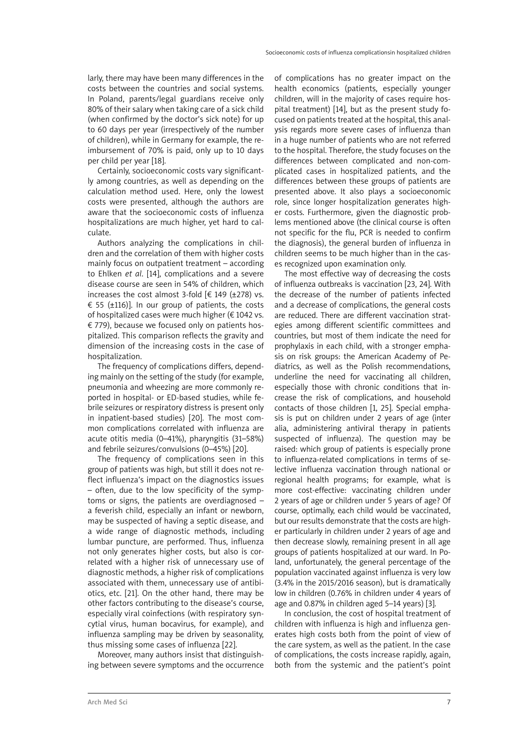larly, there may have been many differences in the costs between the countries and social systems. In Poland, parents/legal guardians receive only 80% of their salary when taking care of a sick child (when confirmed by the doctor's sick note) for up to 60 days per year (irrespectively of the number of children), while in Germany for example, the reimbursement of 70% is paid, only up to 10 days per child per year [18].

Certainly, socioeconomic costs vary significantly among countries, as well as depending on the calculation method used. Here, only the lowest costs were presented, although the authors are aware that the socioeconomic costs of influenza hospitalizations are much higher, yet hard to calculate.

Authors analyzing the complications in children and the correlation of them with higher costs mainly focus on outpatient treatment – according to Ehlken *et al*. [14], complications and a severe disease course are seen in 54% of children, which increases the cost almost 3-fold [€ 149 (±278) vs. € 55 (±116)]. In our group of patients, the costs of hospitalized cases were much higher (€ 1042 vs. € 779), because we focused only on patients hospitalized. This comparison reflects the gravity and dimension of the increasing costs in the case of hospitalization.

The frequency of complications differs, depending mainly on the setting of the study (for example, pneumonia and wheezing are more commonly reported in hospital- or ED-based studies, while febrile seizures or respiratory distress is present only in inpatient-based studies) [20]. The most common complications correlated with influenza are acute otitis media (0–41%), pharyngitis (31–58%) and febrile seizures/convulsions (0–45%) [20].

The frequency of complications seen in this group of patients was high, but still it does not reflect influenza's impact on the diagnostics issues – often, due to the low specificity of the symptoms or signs, the patients are overdiagnosed – a feverish child, especially an infant or newborn, may be suspected of having a septic disease, and a wide range of diagnostic methods, including lumbar puncture, are performed. Thus, influenza not only generates higher costs, but also is correlated with a higher risk of unnecessary use of diagnostic methods, a higher risk of complications associated with them, unnecessary use of antibiotics, etc. [21]. On the other hand, there may be other factors contributing to the disease's course, especially viral coinfections (with respiratory syncytial virus, human bocavirus, for example), and influenza sampling may be driven by seasonality, thus missing some cases of influenza [22].

Moreover, many authors insist that distinguishing between severe symptoms and the occurrence of complications has no greater impact on the health economics (patients, especially younger children, will in the majority of cases require hospital treatment) [14], but as the present study focused on patients treated at the hospital, this analysis regards more severe cases of influenza than in a huge number of patients who are not referred to the hospital. Therefore, the study focuses on the differences between complicated and non-complicated cases in hospitalized patients, and the differences between these groups of patients are presented above. It also plays a socioeconomic role, since longer hospitalization generates higher costs. Furthermore, given the diagnostic problems mentioned above (the clinical course is often not specific for the flu, PCR is needed to confirm the diagnosis), the general burden of influenza in children seems to be much higher than in the cases recognized upon examination only.

The most effective way of decreasing the costs of influenza outbreaks is vaccination [23, 24]. With the decrease of the number of patients infected and a decrease of complications, the general costs are reduced. There are different vaccination strategies among different scientific committees and countries, but most of them indicate the need for prophylaxis in each child, with a stronger emphasis on risk groups: the American Academy of Pediatrics, as well as the Polish recommendations, underline the need for vaccinating all children, especially those with chronic conditions that increase the risk of complications, and household contacts of those children [1, 25]. Special emphasis is put on children under 2 years of age (inter alia, administering antiviral therapy in patients suspected of influenza). The question may be raised: which group of patients is especially prone to influenza-related complications in terms of selective influenza vaccination through national or regional health programs; for example, what is more cost-effective: vaccinating children under 2 years of age or children under 5 years of age? Of course, optimally, each child would be vaccinated, but our results demonstrate that the costs are higher particularly in children under 2 years of age and then decrease slowly, remaining present in all age groups of patients hospitalized at our ward. In Poland, unfortunately, the general percentage of the population vaccinated against influenza is very low (3.4% in the 2015/2016 season), but is dramatically low in children (0.76% in children under 4 years of age and 0.87% in children aged 5–14 years) [3].

In conclusion, the cost of hospital treatment of children with influenza is high and influenza generates high costs both from the point of view of the care system, as well as the patient. In the case of complications, the costs increase rapidly, again, both from the systemic and the patient's point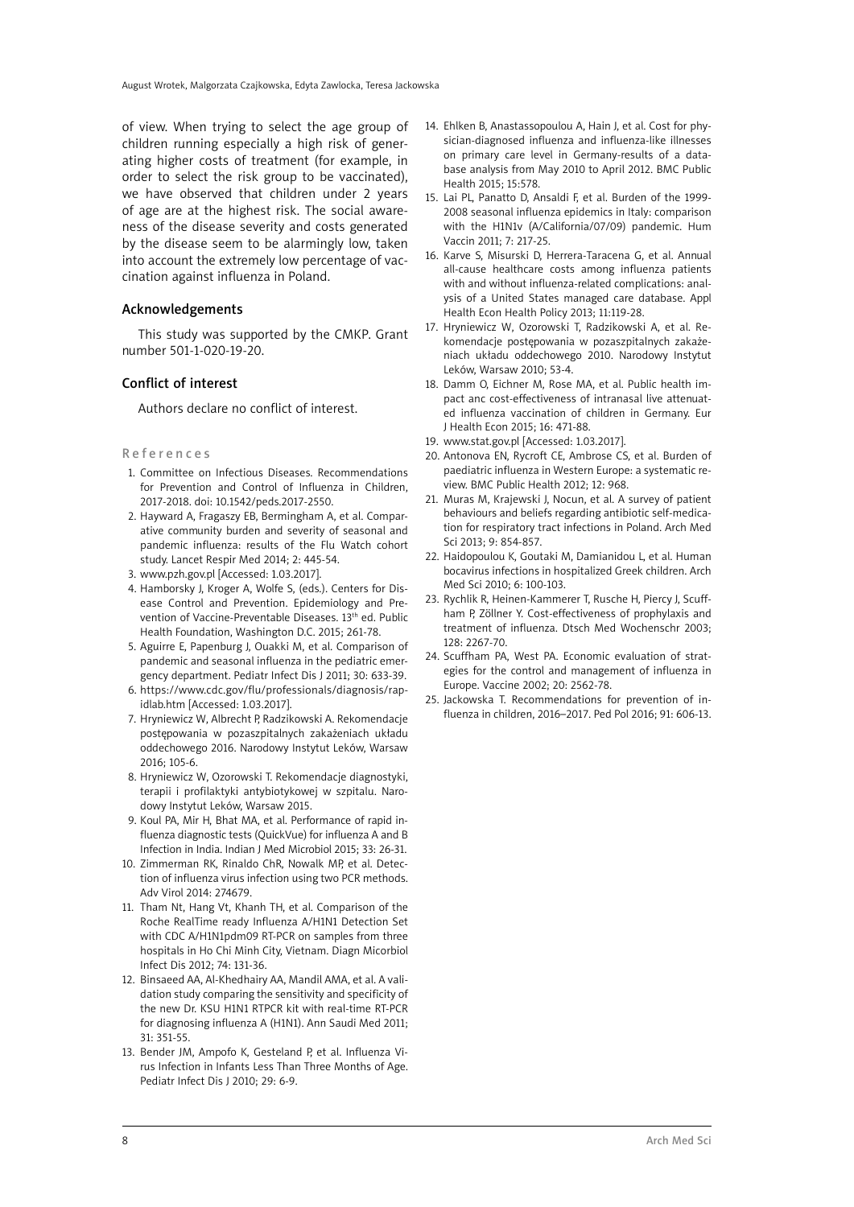of view. When trying to select the age group of children running especially a high risk of generating higher costs of treatment (for example, in order to select the risk group to be vaccinated), we have observed that children under 2 years of age are at the highest risk. The social awareness of the disease severity and costs generated by the disease seem to be alarmingly low, taken into account the extremely low percentage of vaccination against influenza in Poland.

## Acknowledgements

This study was supported by the CMKP. Grant number 501-1-020-19-20.

## Conflict of interest

Authors declare no conflict of interest.

## References

1. Committee on Infectious Diseases. Recommendations for Prevention and Control of Influenza in Children, 2017-2018. doi: 10.1542/peds.2017-2550.
2. Hayward A, Fragaszy EB, Bermingham A, et al. Comparative community burden and severity of seasonal and pandemic influenza: results of the Flu Watch cohort study. Lancet Respir Med 2014; 2: 445-54.
3. www.pzh.gov.pl [Accessed: 1.03.2017].
4. Hamborsky J, Kroger A, Wolfe S, (eds.). Centers for Disease Control and Prevention. Epidemiology and Prevention of Vaccine-Preventable Diseases. 13th ed. Public Health Foundation, Washington D.C. 2015; 261-78.
5. Aguirre E, Papenburg J, Ouakki M, et al. Comparison of pandemic and seasonal influenza in the pediatric emergency department. Pediatr Infect Dis J 2011; 30: 633-39.
6. https://www.cdc.gov/flu/professionals/diagnosis/rapidlab.htm [Accessed: 1.03.2017].
7. Hryniewicz W, Albrecht P, Radzikowski A. Rekomendacje postępowania w pozaszpitalnych zakażeniach układu oddechowego 2016. Narodowy Instytut Leków, Warsaw 2016; 105-6.
8. Hryniewicz W, Ozorowski T. Rekomendacje diagnostyki, terapii i profilaktyki antybiotykowej w szpitalu. Narodowy Instytut Leków, Warsaw 2015.
9. Koul PA, Mir H, Bhat MA, et al. Performance of rapid influenza diagnostic tests (QuickVue) for influenza A and B Infection in India. Indian J Med Microbiol 2015; 33: 26-31.
10. Zimmerman RK, Rinaldo ChR, Nowalk MP, et al. Detection of influenza virus infection using two PCR methods. Adv Virol 2014: 274679.
11. Tham Nt, Hang Vt, Khanh TH, et al. Comparison of the Roche RealTime ready Influenza A/H1N1 Detection Set with CDC A/H1N1pdm09 RT-PCR on samples from three hospitals in Ho Chi Minh City, Vietnam. Diagn Micorbiol Infect Dis 2012; 74: 131-36.
12. Binsaeed AA, Al-Khedhairy AA, Mandil AMA, et al. A validation study comparing the sensitivity and specificity of the new Dr. KSU H1N1 RTPCR kit with real-time RT-PCR for diagnosing influenza A (H1N1). Ann Saudi Med 2011; 31: 351-55.
13. Bender JM, Ampofo K, Gesteland P, et al. Influenza Virus Infection in Infants Less Than Three Months of Age. Pediatr Infect Dis J 2010; 29: 6-9.
14. Ehlken B, Anastassopoulou A, Hain J, et al. Cost for physician-diagnosed influenza and influenza-like illnesses on primary care level in Germany-results of a database analysis from May 2010 to April 2012. BMC Public Health 2015; 15:578.
15. Lai PL, Panatto D, Ansaldi F, et al. Burden of the 1999-2008 seasonal influenza epidemics in Italy: comparison with the H1N1v (A/California/07/09) pandemic. Hum Vaccin 2011; 7: 217-25.
16. Karve S, Misurski D, Herrera-Taracena G, et al. Annual all-cause healthcare costs among influenza patients with and without influenza-related complications: analysis of a United States managed care database. Appl Health Econ Health Policy 2013; 11:119-28.
17. Hryniewicz W, Ozorowski T, Radzikowski A, et al. Rekomendacje postępowania w pozaszpitalnych zakażeniach układu oddechowego 2010. Narodowy Instytut Leków, Warsaw 2010; 53-4.
18. Damm O, Eichner M, Rose MA, et al. Public health impact anc cost-effectiveness of intranasal live attenuated influenza vaccination of children in Germany. Eur J Health Econ 2015; 16: 471-88.
19. www.stat.gov.pl [Accessed: 1.03.2017].
20. Antonova EN, Rycroft CE, Ambrose CS, et al. Burden of paediatric influenza in Western Europe: a systematic review. BMC Public Health 2012; 12: 968.
21. Muras M, Krajewski J, Nocun, et al. A survey of patient behaviours and beliefs regarding antibiotic self-medication for respiratory tract infections in Poland. Arch Med Sci 2013; 9: 854-857.
22. Haidopoulou K, Goutaki M, Damianidou L, et al. Human bocavirus infections in hospitalized Greek children. Arch Med Sci 2010; 6: 100-103.
23. Rychlik R, Heinen-Kammerer T, Rusche H, Piercy J, Scuffham P, Zöllner Y. Cost-effectiveness of prophylaxis and treatment of influenza. Dtsch Med Wochenschr 2003; 128: 2267-70.
24. Scuffham PA, West PA. Economic evaluation of strategies for the control and management of influenza in Europe. Vaccine 2002; 20: 2562-78.
25. Jackowska T. Recommendations for prevention of influenza in children, 2016–2017. Ped Pol 2016; 91: 606-13.